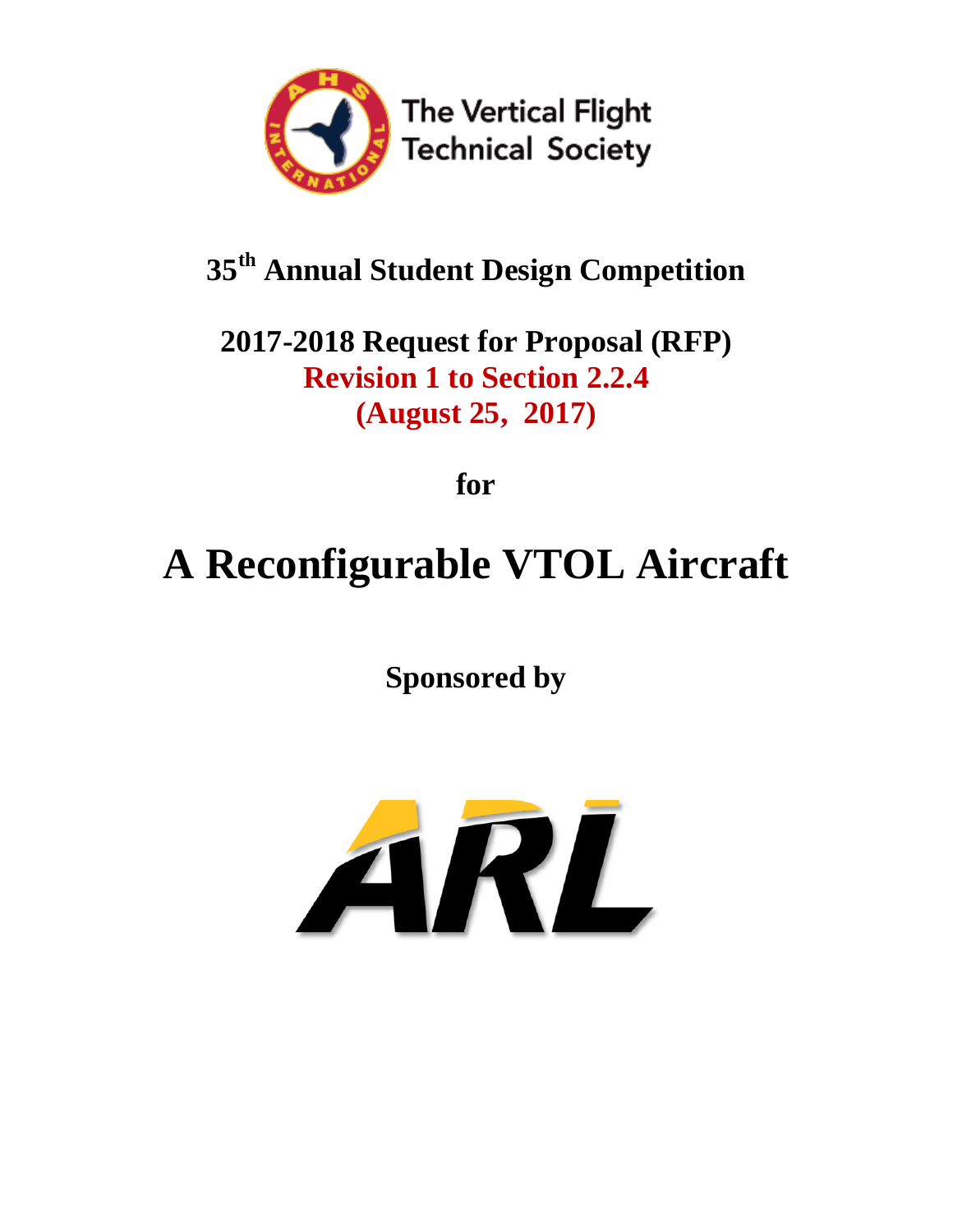The Vertical Flight Technical Society

# 35th Annual Student Design Competition

## 2017-2018 Request for Proposal (RFP)

**Revision 1 to Section 2.2.4**

**(August 25, 2017)**

**for**

# A Reconfigurable VTOL Aircraft

**Sponsored by**

ARL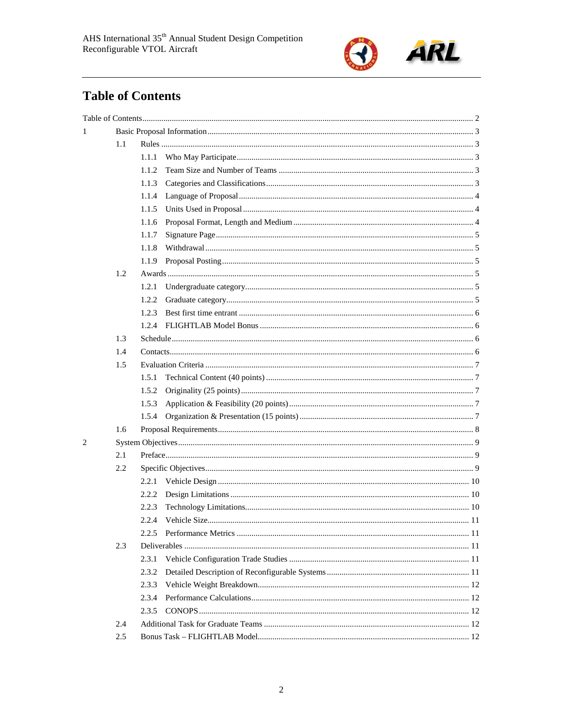# Table of Contents

Table of Contents ........................................................................................................................................ 2

1 Basic Proposal Information ........................................................................................................................ 3

- 1.1 Rules ........................................................................................................................................ 3
  - 1.1.1 Who May Participate ............................................................................................................ 3
  - 1.1.2 Team Size and Number of Teams ........................................................................................ 3
  - 1.1.3 Categories and Classifications ............................................................................................. 3
  - 1.1.4 Language of Proposal .......................................................................................................... 4
  - 1.1.5 Units Used in Proposal ........................................................................................................ 4
  - 1.1.6 Proposal Format, Length and Medium ................................................................................ 4
  - 1.1.7 Signature Page ..................................................................................................................... 5
  - 1.1.8 Withdrawal .......................................................................................................................... 5
  - 1.1.9 Proposal Posting .................................................................................................................. 5
- 1.2 Awards ...................................................................................................................................... 5
  - 1.2.1 Undergraduate category ....................................................................................................... 5
  - 1.2.2 Graduate category ................................................................................................................ 5
  - 1.2.3 Best first time entrant ........................................................................................................... 6
  - 1.2.4 FLIGHTLAB Model Bonus ................................................................................................. 6
- 1.3 Schedule ................................................................................................................................... 6
- 1.4 Contacts .................................................................................................................................... 6
- 1.5 Evaluation Criteria ................................................................................................................... 7
  - 1.5.1 Technical Content (40 points) .............................................................................................. 7
  - 1.5.2 Originality (25 points) .......................................................................................................... 7
  - 1.5.3 Application & Feasibility (20 points) .................................................................................. 7
  - 1.5.4 Organization & Presentation (15 points) ............................................................................. 7
- 1.6 Proposal Requirements ............................................................................................................. 8

2 System Objectives ....................................................................................................................................... 9

- 2.1 Preface ...................................................................................................................................... 9
- 2.2 Specific Objectives ................................................................................................................... 9
  - 2.2.1 Vehicle Design ................................................................................................................... 10
  - 2.2.2 Design Limitations ............................................................................................................. 10
  - 2.2.3 Technology Limitations ...................................................................................................... 10
  - 2.2.4 Vehicle Size ........................................................................................................................ 11
  - 2.2.5 Performance Metrics .......................................................................................................... 11
- 2.3 Deliverables ............................................................................................................................ 11
  - 2.3.1 Vehicle Configuration Trade Studies ................................................................................. 11
  - 2.3.2 Detailed Description of Reconfigurable Systems ............................................................... 11
  - 2.3.3 Vehicle Weight Breakdown ................................................................................................ 12
  - 2.3.4 Performance Calculations ................................................................................................... 12
  - 2.3.5 CONOPS ............................................................................................................................. 12
- 2.4 Additional Task for Graduate Teams ...................................................................................... 12
- 2.5 Bonus Task – FLIGHTLAB Model .......................................................................................... 12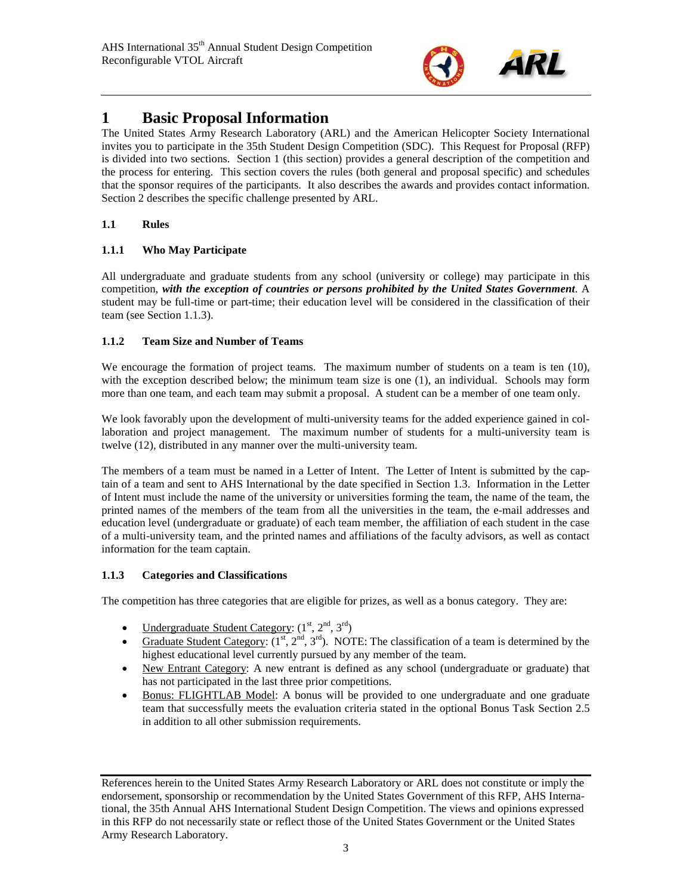# 1 Basic Proposal Information

The United States Army Research Laboratory (ARL) and the American Helicopter Society International invites you to participate in the 35th Student Design Competition (SDC). This Request for Proposal (RFP) is divided into two sections. Section 1 (this section) provides a general description of the competition and the process for entering. This section covers the rules (both general and proposal specific) and schedules that the sponsor requires of the participants. It also describes the awards and provides contact information. Section 2 describes the specific challenge presented by ARL.

### 1.1 Rules

#### 1.1.1 Who May Participate

All undergraduate and graduate students from any school (university or college) may participate in this competition, ***with the exception of countries or persons prohibited by the United States Government***. A student may be full-time or part-time; their education level will be considered in the classification of their team (see Section 1.1.3).

#### 1.1.2 Team Size and Number of Teams

We encourage the formation of project teams. The maximum number of students on a team is ten (10), with the exception described below; the minimum team size is one (1), an individual. Schools may form more than one team, and each team may submit a proposal. A student can be a member of one team only.

We look favorably upon the development of multi-university teams for the added experience gained in collaboration and project management. The maximum number of students for a multi-university team is twelve (12), distributed in any manner over the multi-university team.

The members of a team must be named in a Letter of Intent. The Letter of Intent is submitted by the captain of a team and sent to AHS International by the date specified in Section 1.3. Information in the Letter of Intent must include the name of the university or universities forming the team, the name of the team, the printed names of the members of the team from all the universities in the team, the e-mail addresses and education level (undergraduate or graduate) of each team member, the affiliation of each student in the case of a multi-university team, and the printed names and affiliations of the faculty advisors, as well as contact information for the team captain.

#### 1.1.3 Categories and Classifications

The competition has three categories that are eligible for prizes, as well as a bonus category. They are:

- Undergraduate Student Category: (1st, 2nd, 3rd)
- Graduate Student Category: (1st, 2nd, 3rd). NOTE: The classification of a team is determined by the highest educational level currently pursued by any member of the team.
- New Entrant Category: A new entrant is defined as any school (undergraduate or graduate) that has not participated in the last three prior competitions.
- Bonus: FLIGHTLAB Model: A bonus will be provided to one undergraduate and one graduate team that successfully meets the evaluation criteria stated in the optional Bonus Task Section 2.5 in addition to all other submission requirements.

References herein to the United States Army Research Laboratory or ARL does not constitute or imply the endorsement, sponsorship or recommendation by the United States Government of this RFP, AHS International, the 35th Annual AHS International Student Design Competition. The views and opinions expressed in this RFP do not necessarily state or reflect those of the United States Government or the United States Army Research Laboratory.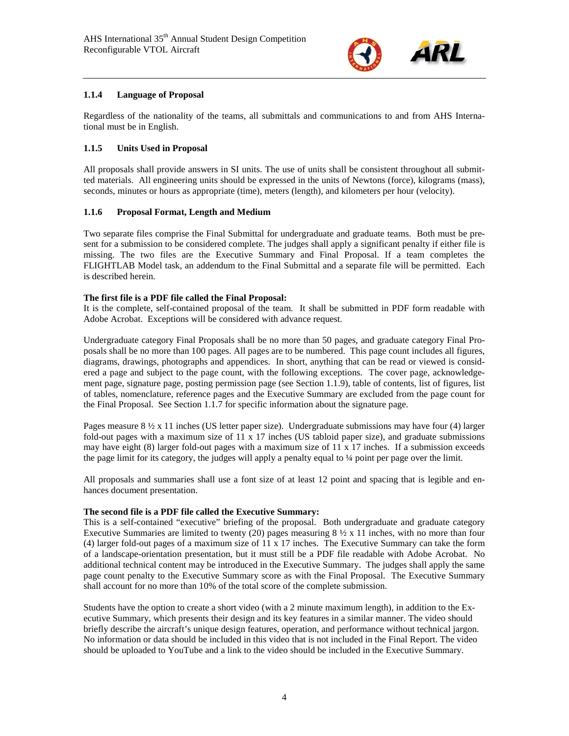### 1.1.4 Language of Proposal

Regardless of the nationality of the teams, all submittals and communications to and from AHS International must be in English.

### 1.1.5 Units Used in Proposal

All proposals shall provide answers in SI units. The use of units shall be consistent throughout all submitted materials. All engineering units should be expressed in the units of Newtons (force), kilograms (mass), seconds, minutes or hours as appropriate (time), meters (length), and kilometers per hour (velocity).

### 1.1.6 Proposal Format, Length and Medium

Two separate files comprise the Final Submittal for undergraduate and graduate teams. Both must be present for a submission to be considered complete. The judges shall apply a significant penalty if either file is missing. The two files are the Executive Summary and Final Proposal. If a team completes the FLIGHTLAB Model task, an addendum to the Final Submittal and a separate file will be permitted. Each is described herein.

**The first file is a PDF file called the Final Proposal:**
It is the complete, self-contained proposal of the team. It shall be submitted in PDF form readable with Adobe Acrobat. Exceptions will be considered with advance request.

Undergraduate category Final Proposals shall be no more than 50 pages, and graduate category Final Proposals shall be no more than 100 pages. All pages are to be numbered. This page count includes all figures, diagrams, drawings, photographs and appendices. In short, anything that can be read or viewed is considered a page and subject to the page count, with the following exceptions. The cover page, acknowledgement page, signature page, posting permission page (see Section 1.1.9), table of contents, list of figures, list of tables, nomenclature, reference pages and the Executive Summary are excluded from the page count for the Final Proposal. See Section 1.1.7 for specific information about the signature page.

Pages measure 8 ½ x 11 inches (US letter paper size). Undergraduate submissions may have four (4) larger fold-out pages with a maximum size of 11 x 17 inches (US tabloid paper size), and graduate submissions may have eight (8) larger fold-out pages with a maximum size of 11 x 17 inches. If a submission exceeds the page limit for its category, the judges will apply a penalty equal to ¼ point per page over the limit.

All proposals and summaries shall use a font size of at least 12 point and spacing that is legible and enhances document presentation.

**The second file is a PDF file called the Executive Summary:**
This is a self-contained "executive" briefing of the proposal. Both undergraduate and graduate category Executive Summaries are limited to twenty (20) pages measuring 8 ½ x 11 inches, with no more than four (4) larger fold-out pages of a maximum size of 11 x 17 inches. The Executive Summary can take the form of a landscape-orientation presentation, but it must still be a PDF file readable with Adobe Acrobat. No additional technical content may be introduced in the Executive Summary. The judges shall apply the same page count penalty to the Executive Summary score as with the Final Proposal. The Executive Summary shall account for no more than 10% of the total score of the complete submission.

Students have the option to create a short video (with a 2 minute maximum length), in addition to the Executive Summary, which presents their design and its key features in a similar manner. The video should briefly describe the aircraft's unique design features, operation, and performance without technical jargon. No information or data should be included in this video that is not included in the Final Report. The video should be uploaded to YouTube and a link to the video should be included in the Executive Summary.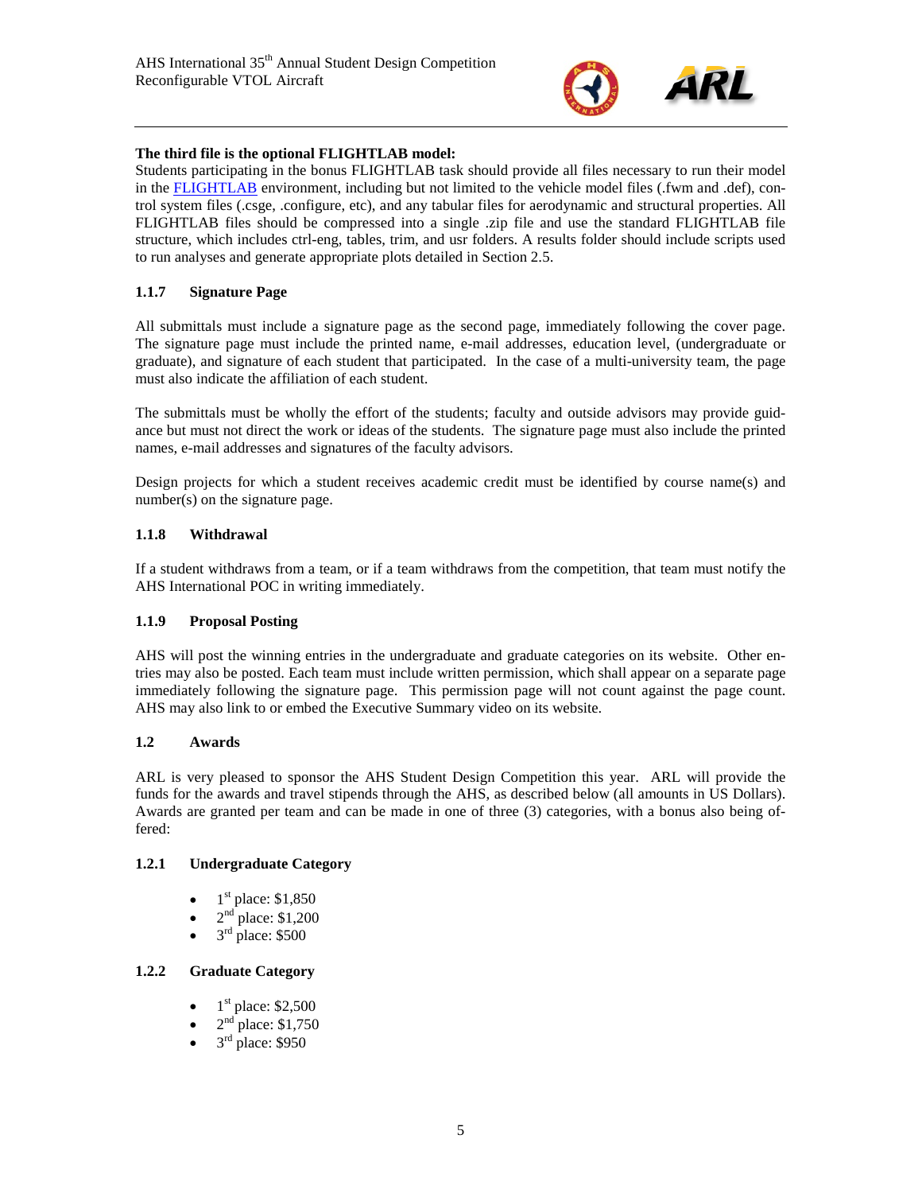**The third file is the optional FLIGHTLAB model:**

Students participating in the bonus FLIGHTLAB task should provide all files necessary to run their model in the FLIGHTLAB environment, including but not limited to the vehicle model files (.fwm and .def), control system files (.csge, .configure, etc), and any tabular files for aerodynamic and structural properties. All FLIGHTLAB files should be compressed into a single .zip file and use the standard FLIGHTLAB file structure, which includes ctrl-eng, tables, trim, and usr folders. A results folder should include scripts used to run analyses and generate appropriate plots detailed in Section 2.5.

### 1.1.7 Signature Page

All submittals must include a signature page as the second page, immediately following the cover page. The signature page must include the printed name, e-mail addresses, education level, (undergraduate or graduate), and signature of each student that participated. In the case of a multi-university team, the page must also indicate the affiliation of each student.

The submittals must be wholly the effort of the students; faculty and outside advisors may provide guidance but must not direct the work or ideas of the students. The signature page must also include the printed names, e-mail addresses and signatures of the faculty advisors.

Design projects for which a student receives academic credit must be identified by course name(s) and number(s) on the signature page.

### 1.1.8 Withdrawal

If a student withdraws from a team, or if a team withdraws from the competition, that team must notify the AHS International POC in writing immediately.

### 1.1.9 Proposal Posting

AHS will post the winning entries in the undergraduate and graduate categories on its website. Other entries may also be posted. Each team must include written permission, which shall appear on a separate page immediately following the signature page. This permission page will not count against the page count. AHS may also link to or embed the Executive Summary video on its website.

## 1.2 Awards

ARL is very pleased to sponsor the AHS Student Design Competition this year. ARL will provide the funds for the awards and travel stipends through the AHS, as described below (all amounts in US Dollars). Awards are granted per team and can be made in one of three (3) categories, with a bonus also being offered:

### 1.2.1 Undergraduate Category

- 1st place: $1,850
- 2nd place: $1,200
- 3rd place: $500

### 1.2.2 Graduate Category

- 1st place: $2,500
- 2nd place: $1,750
- 3rd place: $950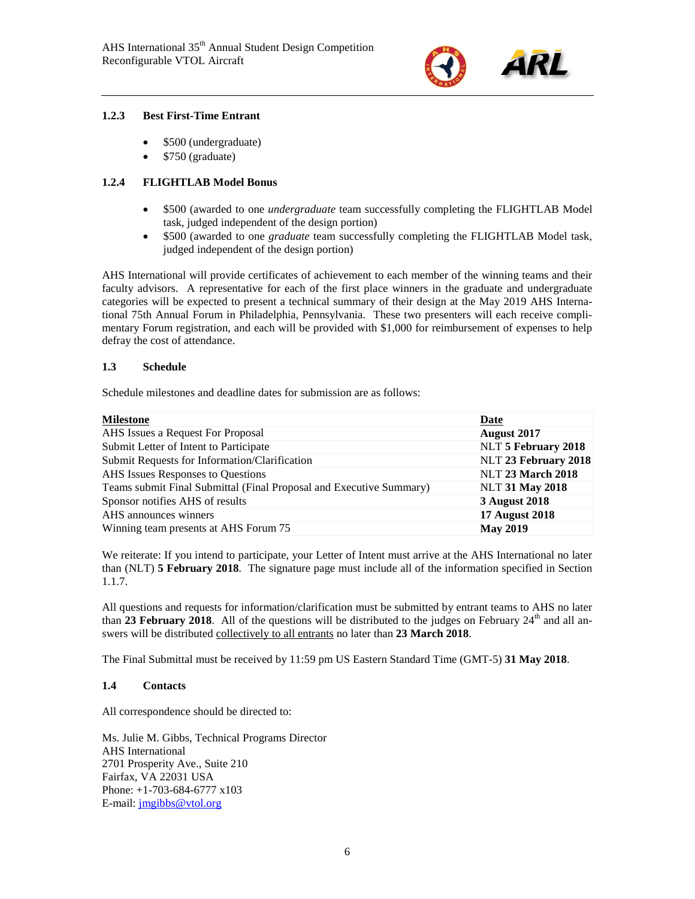### 1.2.3 Best First-Time Entrant

- $500 (undergraduate)
- $750 (graduate)

### 1.2.4 FLIGHTLAB Model Bonus

- $500 (awarded to one *undergraduate* team successfully completing the FLIGHTLAB Model task, judged independent of the design portion)
- $500 (awarded to one *graduate* team successfully completing the FLIGHTLAB Model task, judged independent of the design portion)

AHS International will provide certificates of achievement to each member of the winning teams and their faculty advisors. A representative for each of the first place winners in the graduate and undergraduate categories will be expected to present a technical summary of their design at the May 2019 AHS International 75th Annual Forum in Philadelphia, Pennsylvania. These two presenters will each receive complimentary Forum registration, and each will be provided with $1,000 for reimbursement of expenses to help defray the cost of attendance.

## 1.3 Schedule

Schedule milestones and deadline dates for submission are as follows:

| Milestone | Date |
|---|---|
| AHS Issues a Request For Proposal | **August 2017** |
| Submit Letter of Intent to Participate | NLT **5 February 2018** |
| Submit Requests for Information/Clarification | NLT **23 February 2018** |
| AHS Issues Responses to Questions | NLT **23 March 2018** |
| Teams submit Final Submittal (Final Proposal and Executive Summary) | NLT **31 May 2018** |
| Sponsor notifies AHS of results | **3 August 2018** |
| AHS announces winners | **17 August 2018** |
| Winning team presents at AHS Forum 75 | **May 2019** |

We reiterate: If you intend to participate, your Letter of Intent must arrive at the AHS International no later than (NLT) **5 February 2018**. The signature page must include all of the information specified in Section 1.1.7.

All questions and requests for information/clarification must be submitted by entrant teams to AHS no later than **23 February 2018**. All of the questions will be distributed to the judges on February 24th and all answers will be distributed collectively to all entrants no later than **23 March 2018**.

The Final Submittal must be received by 11:59 pm US Eastern Standard Time (GMT-5) **31 May 2018**.

## 1.4 Contacts

All correspondence should be directed to:

Ms. Julie M. Gibbs, Technical Programs Director
AHS International
2701 Prosperity Ave., Suite 210
Fairfax, VA 22031 USA
Phone: +1-703-684-6777 x103
E-mail: jmgibbs@vtol.org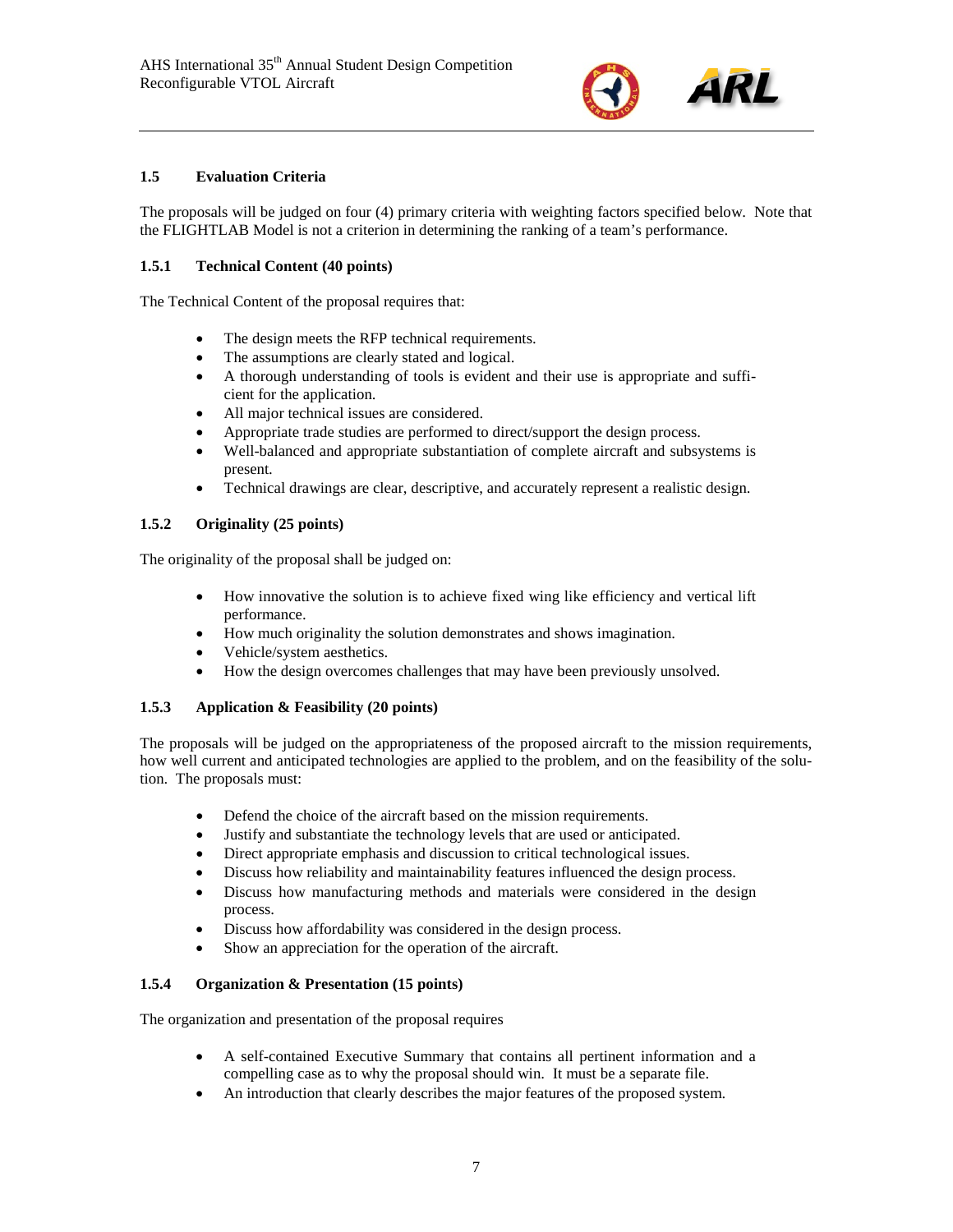### 1.5 Evaluation Criteria

The proposals will be judged on four (4) primary criteria with weighting factors specified below. Note that the FLIGHTLAB Model is not a criterion in determining the ranking of a team's performance.

#### 1.5.1 Technical Content (40 points)

The Technical Content of the proposal requires that:

- The design meets the RFP technical requirements.
- The assumptions are clearly stated and logical.
- A thorough understanding of tools is evident and their use is appropriate and sufficient for the application.
- All major technical issues are considered.
- Appropriate trade studies are performed to direct/support the design process.
- Well-balanced and appropriate substantiation of complete aircraft and subsystems is present.
- Technical drawings are clear, descriptive, and accurately represent a realistic design.

#### 1.5.2 Originality (25 points)

The originality of the proposal shall be judged on:

- How innovative the solution is to achieve fixed wing like efficiency and vertical lift performance.
- How much originality the solution demonstrates and shows imagination.
- Vehicle/system aesthetics.
- How the design overcomes challenges that may have been previously unsolved.

#### 1.5.3 Application & Feasibility (20 points)

The proposals will be judged on the appropriateness of the proposed aircraft to the mission requirements, how well current and anticipated technologies are applied to the problem, and on the feasibility of the solution. The proposals must:

- Defend the choice of the aircraft based on the mission requirements.
- Justify and substantiate the technology levels that are used or anticipated.
- Direct appropriate emphasis and discussion to critical technological issues.
- Discuss how reliability and maintainability features influenced the design process.
- Discuss how manufacturing methods and materials were considered in the design process.
- Discuss how affordability was considered in the design process.
- Show an appreciation for the operation of the aircraft.

#### 1.5.4 Organization & Presentation (15 points)

The organization and presentation of the proposal requires

- A self-contained Executive Summary that contains all pertinent information and a compelling case as to why the proposal should win. It must be a separate file.
- An introduction that clearly describes the major features of the proposed system.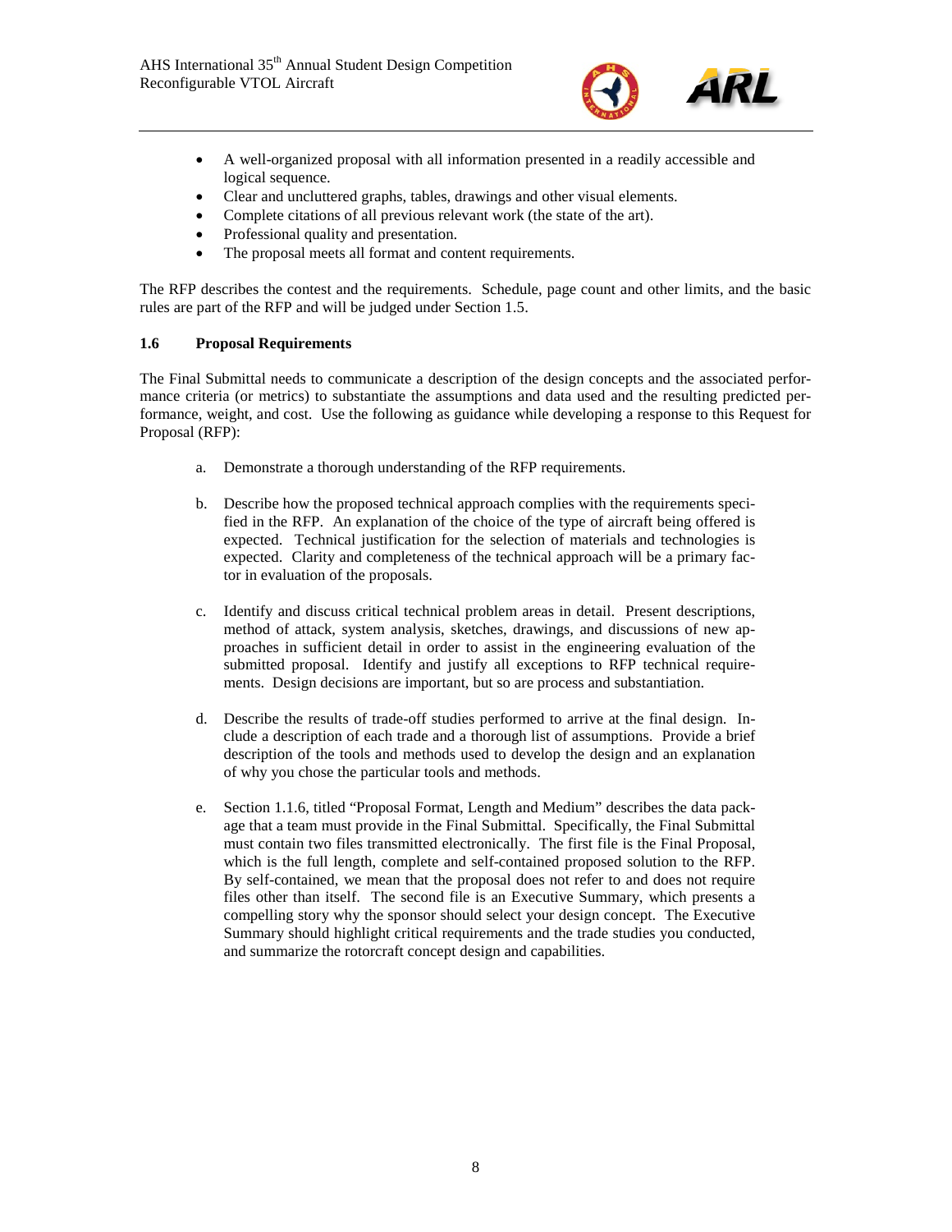- A well-organized proposal with all information presented in a readily accessible and logical sequence.
- Clear and uncluttered graphs, tables, drawings and other visual elements.
- Complete citations of all previous relevant work (the state of the art).
- Professional quality and presentation.
- The proposal meets all format and content requirements.

The RFP describes the contest and the requirements. Schedule, page count and other limits, and the basic rules are part of the RFP and will be judged under Section 1.5.

### 1.6 Proposal Requirements

The Final Submittal needs to communicate a description of the design concepts and the associated performance criteria (or metrics) to substantiate the assumptions and data used and the resulting predicted performance, weight, and cost. Use the following as guidance while developing a response to this Request for Proposal (RFP):

a. Demonstrate a thorough understanding of the RFP requirements.

b. Describe how the proposed technical approach complies with the requirements specified in the RFP. An explanation of the choice of the type of aircraft being offered is expected. Technical justification for the selection of materials and technologies is expected. Clarity and completeness of the technical approach will be a primary factor in evaluation of the proposals.

c. Identify and discuss critical technical problem areas in detail. Present descriptions, method of attack, system analysis, sketches, drawings, and discussions of new approaches in sufficient detail in order to assist in the engineering evaluation of the submitted proposal. Identify and justify all exceptions to RFP technical requirements. Design decisions are important, but so are process and substantiation.

d. Describe the results of trade-off studies performed to arrive at the final design. Include a description of each trade and a thorough list of assumptions. Provide a brief description of the tools and methods used to develop the design and an explanation of why you chose the particular tools and methods.

e. Section 1.1.6, titled "Proposal Format, Length and Medium" describes the data package that a team must provide in the Final Submittal. Specifically, the Final Submittal must contain two files transmitted electronically. The first file is the Final Proposal, which is the full length, complete and self-contained proposed solution to the RFP. By self-contained, we mean that the proposal does not refer to and does not require files other than itself. The second file is an Executive Summary, which presents a compelling story why the sponsor should select your design concept. The Executive Summary should highlight critical requirements and the trade studies you conducted, and summarize the rotorcraft concept design and capabilities.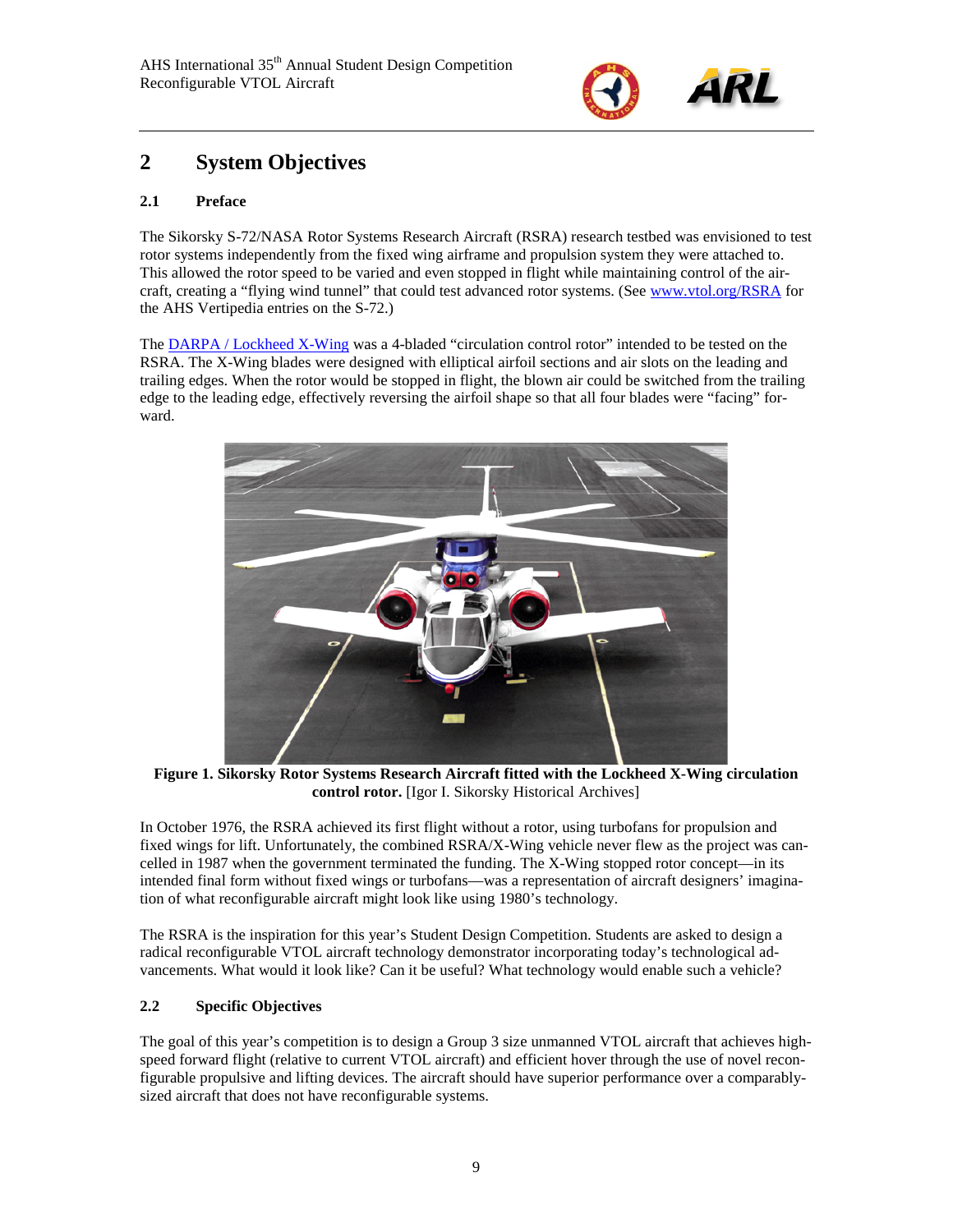## 2 System Objectives

### 2.1 Preface

The Sikorsky S-72/NASA Rotor Systems Research Aircraft (RSRA) research testbed was envisioned to test rotor systems independently from the fixed wing airframe and propulsion system they were attached to. This allowed the rotor speed to be varied and even stopped in flight while maintaining control of the aircraft, creating a "flying wind tunnel" that could test advanced rotor systems. (See www.vtol.org/RSRA for the AHS Vertipedia entries on the S-72.)

The DARPA / Lockheed X-Wing was a 4-bladed "circulation control rotor" intended to be tested on the RSRA. The X-Wing blades were designed with elliptical airfoil sections and air slots on the leading and trailing edges. When the rotor would be stopped in flight, the blown air could be switched from the trailing edge to the leading edge, effectively reversing the airfoil shape so that all four blades were "facing" forward.

**Figure 1. Sikorsky Rotor Systems Research Aircraft fitted with the Lockheed X-Wing circulation control rotor.** [Igor I. Sikorsky Historical Archives]

In October 1976, the RSRA achieved its first flight without a rotor, using turbofans for propulsion and fixed wings for lift. Unfortunately, the combined RSRA/X-Wing vehicle never flew as the project was cancelled in 1987 when the government terminated the funding. The X-Wing stopped rotor concept—in its intended final form without fixed wings or turbofans—was a representation of aircraft designers' imagination of what reconfigurable aircraft might look like using 1980's technology.

The RSRA is the inspiration for this year's Student Design Competition. Students are asked to design a radical reconfigurable VTOL aircraft technology demonstrator incorporating today's technological advancements. What would it look like? Can it be useful? What technology would enable such a vehicle?

### 2.2 Specific Objectives

The goal of this year's competition is to design a Group 3 size unmanned VTOL aircraft that achieves high-speed forward flight (relative to current VTOL aircraft) and efficient hover through the use of novel reconfigurable propulsive and lifting devices. The aircraft should have superior performance over a comparably-sized aircraft that does not have reconfigurable systems.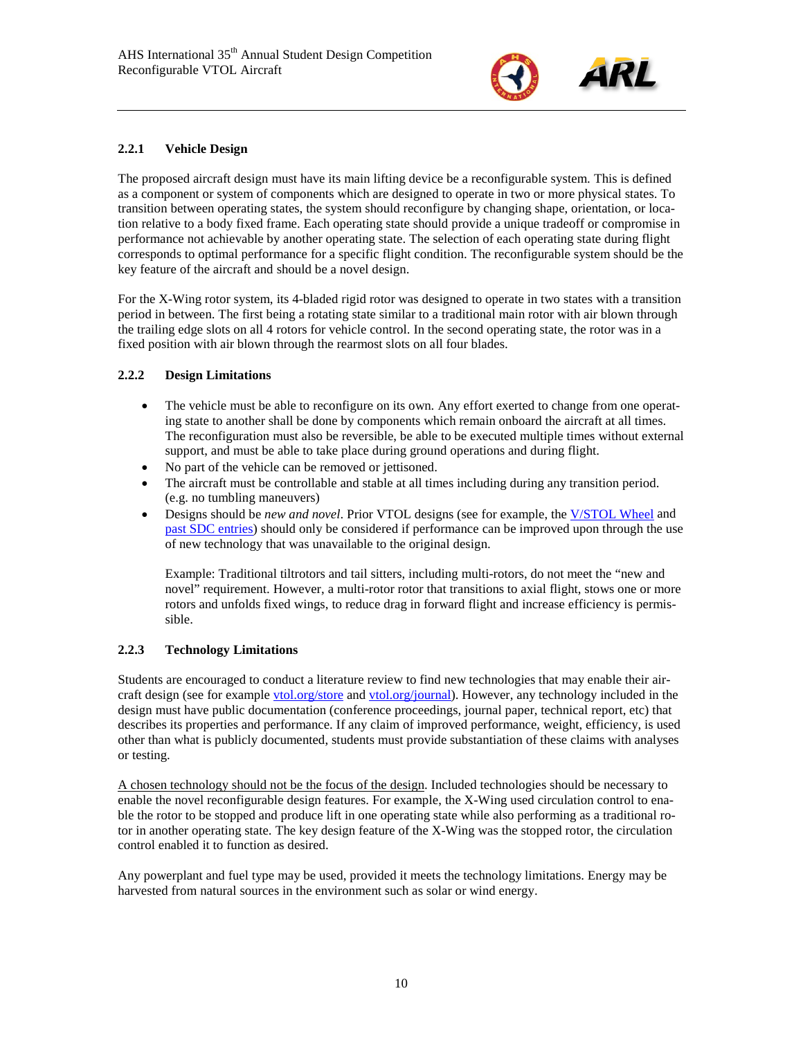### 2.2.1 Vehicle Design

The proposed aircraft design must have its main lifting device be a reconfigurable system. This is defined as a component or system of components which are designed to operate in two or more physical states. To transition between operating states, the system should reconfigure by changing shape, orientation, or location relative to a body fixed frame. Each operating state should provide a unique tradeoff or compromise in performance not achievable by another operating state. The selection of each operating state during flight corresponds to optimal performance for a specific flight condition. The reconfigurable system should be the key feature of the aircraft and should be a novel design.

For the X-Wing rotor system, its 4-bladed rigid rotor was designed to operate in two states with a transition period in between. The first being a rotating state similar to a traditional main rotor with air blown through the trailing edge slots on all 4 rotors for vehicle control. In the second operating state, the rotor was in a fixed position with air blown through the rearmost slots on all four blades.

### 2.2.2 Design Limitations

- The vehicle must be able to reconfigure on its own. Any effort exerted to change from one operating state to another shall be done by components which remain onboard the aircraft at all times. The reconfiguration must also be reversible, be able to be executed multiple times without external support, and must be able to take place during ground operations and during flight.
- No part of the vehicle can be removed or jettisoned.
- The aircraft must be controllable and stable at all times including during any transition period. (e.g. no tumbling maneuvers)
- Designs should be *new and novel*. Prior VTOL designs (see for example, the V/STOL Wheel and past SDC entries) should only be considered if performance can be improved upon through the use of new technology that was unavailable to the original design.

  Example: Traditional tiltrotors and tail sitters, including multi-rotors, do not meet the "new and novel" requirement. However, a multi-rotor rotor that transitions to axial flight, stows one or more rotors and unfolds fixed wings, to reduce drag in forward flight and increase efficiency is permissible.

### 2.2.3 Technology Limitations

Students are encouraged to conduct a literature review to find new technologies that may enable their aircraft design (see for example vtol.org/store and vtol.org/journal). However, any technology included in the design must have public documentation (conference proceedings, journal paper, technical report, etc) that describes its properties and performance. If any claim of improved performance, weight, efficiency, is used other than what is publicly documented, students must provide substantiation of these claims with analyses or testing.

A chosen technology should not be the focus of the design. Included technologies should be necessary to enable the novel reconfigurable design features. For example, the X-Wing used circulation control to enable the rotor to be stopped and produce lift in one operating state while also performing as a traditional rotor in another operating state. The key design feature of the X-Wing was the stopped rotor, the circulation control enabled it to function as desired.

Any powerplant and fuel type may be used, provided it meets the technology limitations. Energy may be harvested from natural sources in the environment such as solar or wind energy.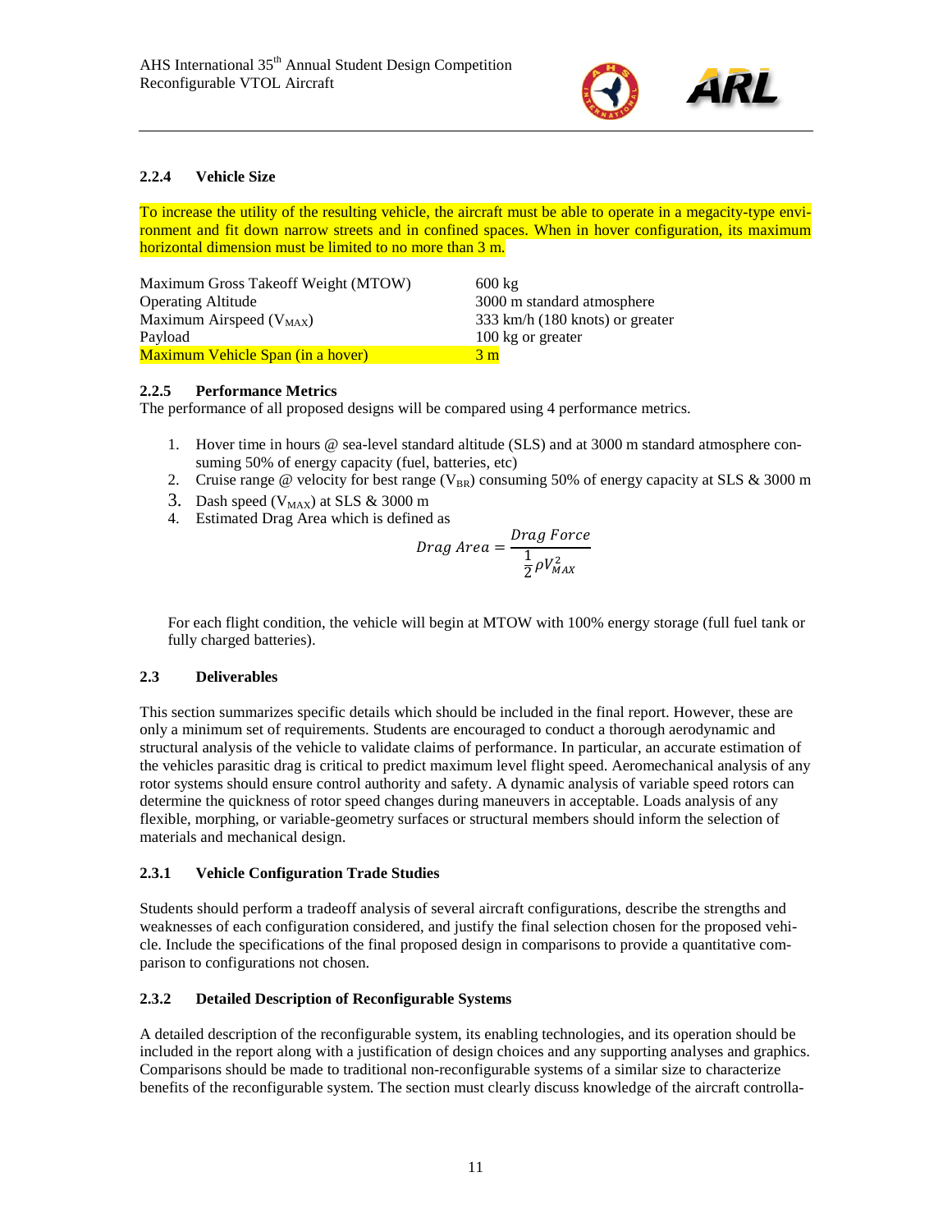### 2.2.4 Vehicle Size

To increase the utility of the resulting vehicle, the aircraft must be able to operate in a megacity-type environment and fit down narrow streets and in confined spaces. When in hover configuration, its maximum horizontal dimension must be limited to no more than 3 m.

| | |
|---|---|
| Maximum Gross Takeoff Weight (MTOW) | 600 kg |
| Operating Altitude | 3000 m standard atmosphere |
| Maximum Airspeed ($V_{MAX}$) | 333 km/h (180 knots) or greater |
| Payload | 100 kg or greater |
| Maximum Vehicle Span (in a hover) | 3 m |

### 2.2.5 Performance Metrics

The performance of all proposed designs will be compared using 4 performance metrics.

1. Hover time in hours @ sea-level standard altitude (SLS) and at 3000 m standard atmosphere consuming 50% of energy capacity (fuel, batteries, etc)
2. Cruise range @ velocity for best range ($V_{BR}$) consuming 50% of energy capacity at SLS & 3000 m
3. Dash speed ($V_{MAX}$) at SLS & 3000 m
4. Estimated Drag Area which is defined as

$$Drag\ Area = \frac{Drag\ Force}{\frac{1}{2}\rho V_{MAX}^2}$$

For each flight condition, the vehicle will begin at MTOW with 100% energy storage (full fuel tank or fully charged batteries).

## 2.3 Deliverables

This section summarizes specific details which should be included in the final report. However, these are only a minimum set of requirements. Students are encouraged to conduct a thorough aerodynamic and structural analysis of the vehicle to validate claims of performance. In particular, an accurate estimation of the vehicles parasitic drag is critical to predict maximum level flight speed. Aeromechanical analysis of any rotor systems should ensure control authority and safety. A dynamic analysis of variable speed rotors can determine the quickness of rotor speed changes during maneuvers in acceptable. Loads analysis of any flexible, morphing, or variable-geometry surfaces or structural members should inform the selection of materials and mechanical design.

### 2.3.1 Vehicle Configuration Trade Studies

Students should perform a tradeoff analysis of several aircraft configurations, describe the strengths and weaknesses of each configuration considered, and justify the final selection chosen for the proposed vehicle. Include the specifications of the final proposed design in comparisons to provide a quantitative comparison to configurations not chosen.

### 2.3.2 Detailed Description of Reconfigurable Systems

A detailed description of the reconfigurable system, its enabling technologies, and its operation should be included in the report along with a justification of design choices and any supporting analyses and graphics. Comparisons should be made to traditional non-reconfigurable systems of a similar size to characterize benefits of the reconfigurable system. The section must clearly discuss knowledge of the aircraft controlla-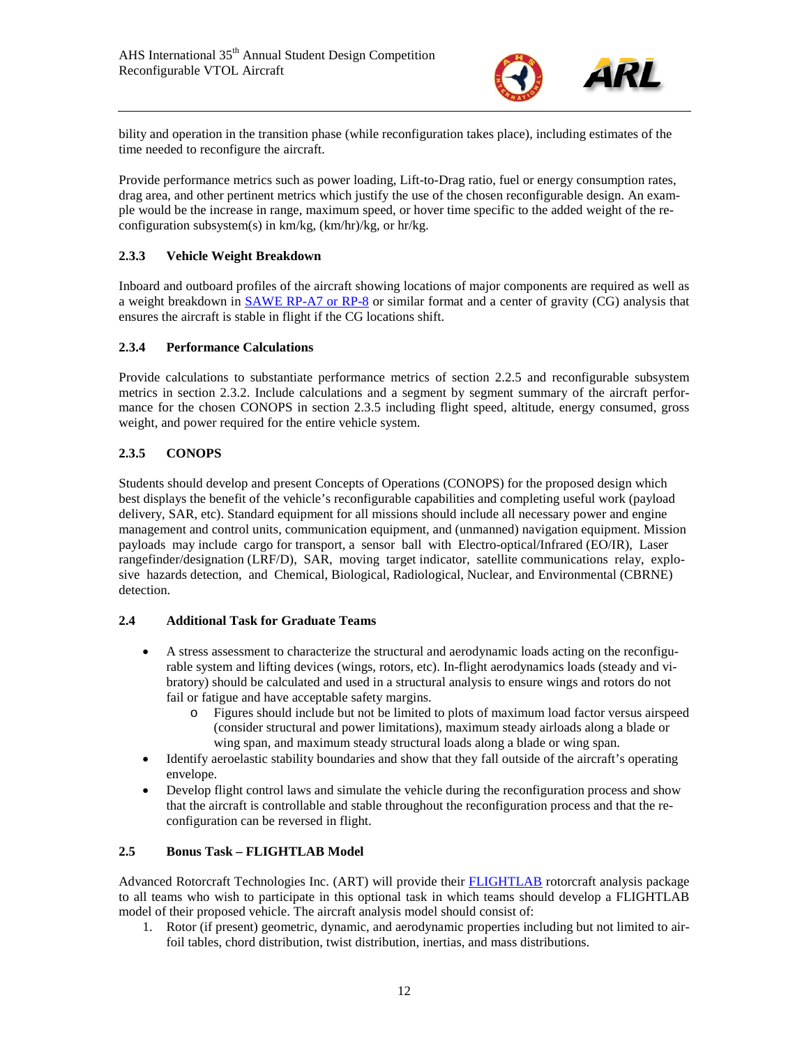bility and operation in the transition phase (while reconfiguration takes place), including estimates of the time needed to reconfigure the aircraft.

Provide performance metrics such as power loading, Lift-to-Drag ratio, fuel or energy consumption rates, drag area, and other pertinent metrics which justify the use of the chosen reconfigurable design. An example would be the increase in range, maximum speed, or hover time specific to the added weight of the reconfiguration subsystem(s) in km/kg, (km/hr)/kg, or hr/kg.

### 2.3.3 Vehicle Weight Breakdown

Inboard and outboard profiles of the aircraft showing locations of major components are required as well as a weight breakdown in SAWE RP-A7 or RP-8 or similar format and a center of gravity (CG) analysis that ensures the aircraft is stable in flight if the CG locations shift.

### 2.3.4 Performance Calculations

Provide calculations to substantiate performance metrics of section 2.2.5 and reconfigurable subsystem metrics in section 2.3.2. Include calculations and a segment by segment summary of the aircraft performance for the chosen CONOPS in section 2.3.5 including flight speed, altitude, energy consumed, gross weight, and power required for the entire vehicle system.

### 2.3.5 CONOPS

Students should develop and present Concepts of Operations (CONOPS) for the proposed design which best displays the benefit of the vehicle's reconfigurable capabilities and completing useful work (payload delivery, SAR, etc). Standard equipment for all missions should include all necessary power and engine management and control units, communication equipment, and (unmanned) navigation equipment. Mission payloads may include cargo for transport, a sensor ball with Electro-optical/Infrared (EO/IR), Laser rangefinder/designation (LRF/D), SAR, moving target indicator, satellite communications relay, explosive hazards detection, and Chemical, Biological, Radiological, Nuclear, and Environmental (CBRNE) detection.

## 2.4 Additional Task for Graduate Teams

- A stress assessment to characterize the structural and aerodynamic loads acting on the reconfigurable system and lifting devices (wings, rotors, etc). In-flight aerodynamics loads (steady and vibratory) should be calculated and used in a structural analysis to ensure wings and rotors do not fail or fatigue and have acceptable safety margins.
  - Figures should include but not be limited to plots of maximum load factor versus airspeed (consider structural and power limitations), maximum steady airloads along a blade or wing span, and maximum steady structural loads along a blade or wing span.
- Identify aeroelastic stability boundaries and show that they fall outside of the aircraft's operating envelope.
- Develop flight control laws and simulate the vehicle during the reconfiguration process and show that the aircraft is controllable and stable throughout the reconfiguration process and that the reconfiguration can be reversed in flight.

## 2.5 Bonus Task – FLIGHTLAB Model

Advanced Rotorcraft Technologies Inc. (ART) will provide their FLIGHTLAB rotorcraft analysis package to all teams who wish to participate in this optional task in which teams should develop a FLIGHTLAB model of their proposed vehicle. The aircraft analysis model should consist of:

1. Rotor (if present) geometric, dynamic, and aerodynamic properties including but not limited to airfoil tables, chord distribution, twist distribution, inertias, and mass distributions.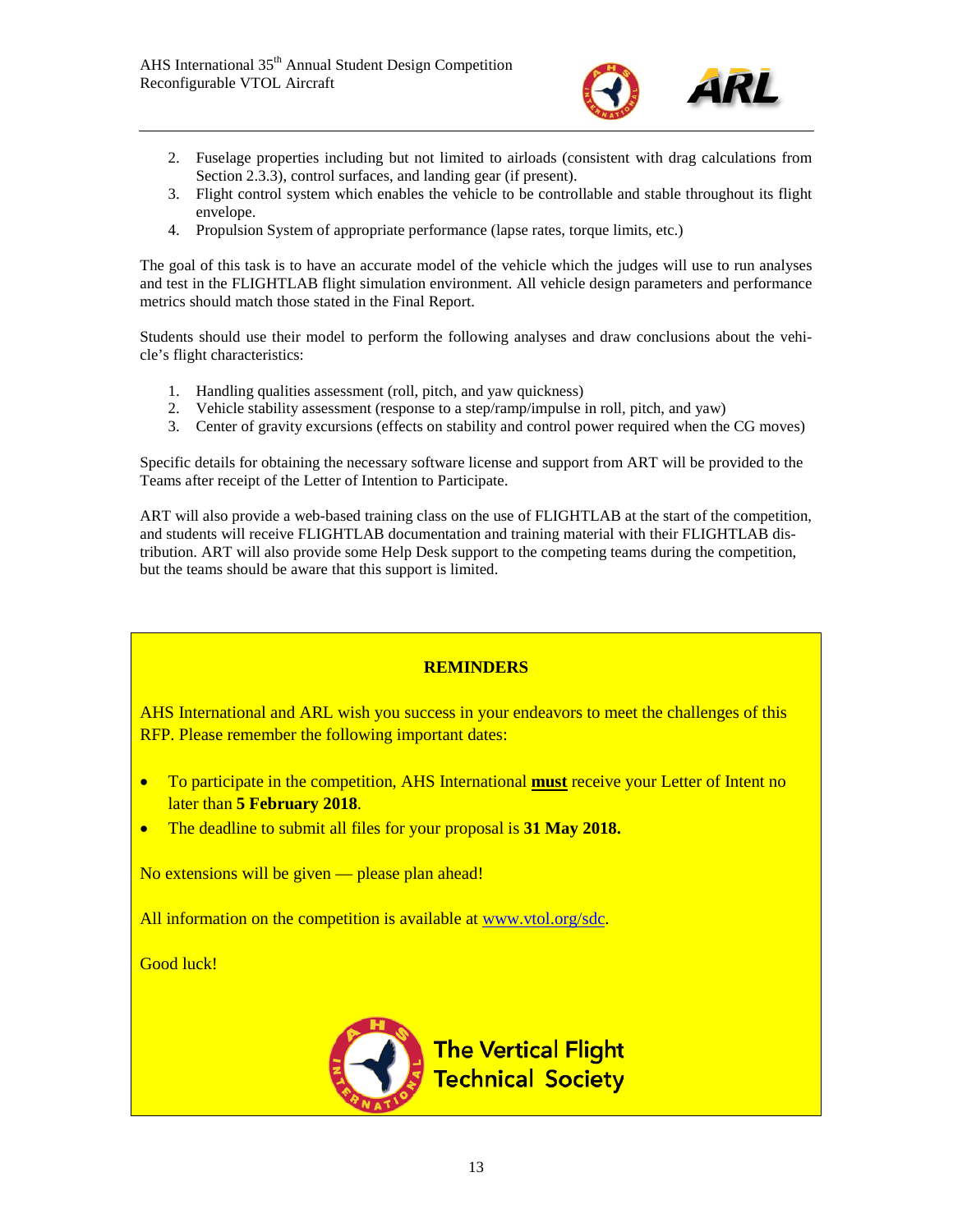2. Fuselage properties including but not limited to airloads (consistent with drag calculations from Section 2.3.3), control surfaces, and landing gear (if present).
3. Flight control system which enables the vehicle to be controllable and stable throughout its flight envelope.
4. Propulsion System of appropriate performance (lapse rates, torque limits, etc.)

The goal of this task is to have an accurate model of the vehicle which the judges will use to run analyses and test in the FLIGHTLAB flight simulation environment. All vehicle design parameters and performance metrics should match those stated in the Final Report.

Students should use their model to perform the following analyses and draw conclusions about the vehicle's flight characteristics:

1. Handling qualities assessment (roll, pitch, and yaw quickness)
2. Vehicle stability assessment (response to a step/ramp/impulse in roll, pitch, and yaw)
3. Center of gravity excursions (effects on stability and control power required when the CG moves)

Specific details for obtaining the necessary software license and support from ART will be provided to the Teams after receipt of the Letter of Intention to Participate.

ART will also provide a web-based training class on the use of FLIGHTLAB at the start of the competition, and students will receive FLIGHTLAB documentation and training material with their FLIGHTLAB distribution. ART will also provide some Help Desk support to the competing teams during the competition, but the teams should be aware that this support is limited.

**REMINDERS**

AHS International and ARL wish you success in your endeavors to meet the challenges of this RFP. Please remember the following important dates:

- To participate in the competition, AHS International **must** receive your Letter of Intent no later than **5 February 2018**.
- The deadline to submit all files for your proposal is **31 May 2018.**

No extensions will be given — please plan ahead!

All information on the competition is available at www.vtol.org/sdc.

Good luck!

The Vertical Flight Technical Society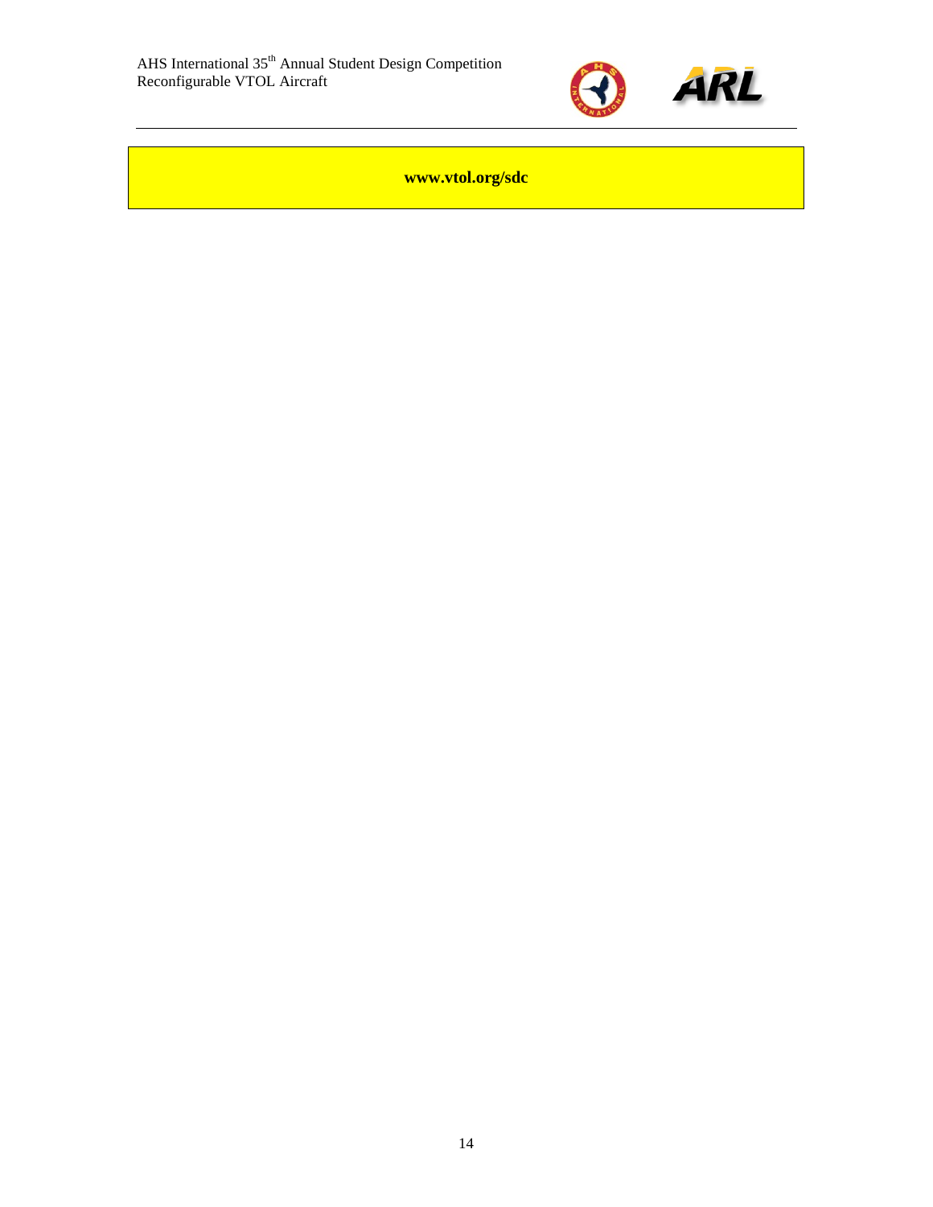**www.vtol.org/sdc**